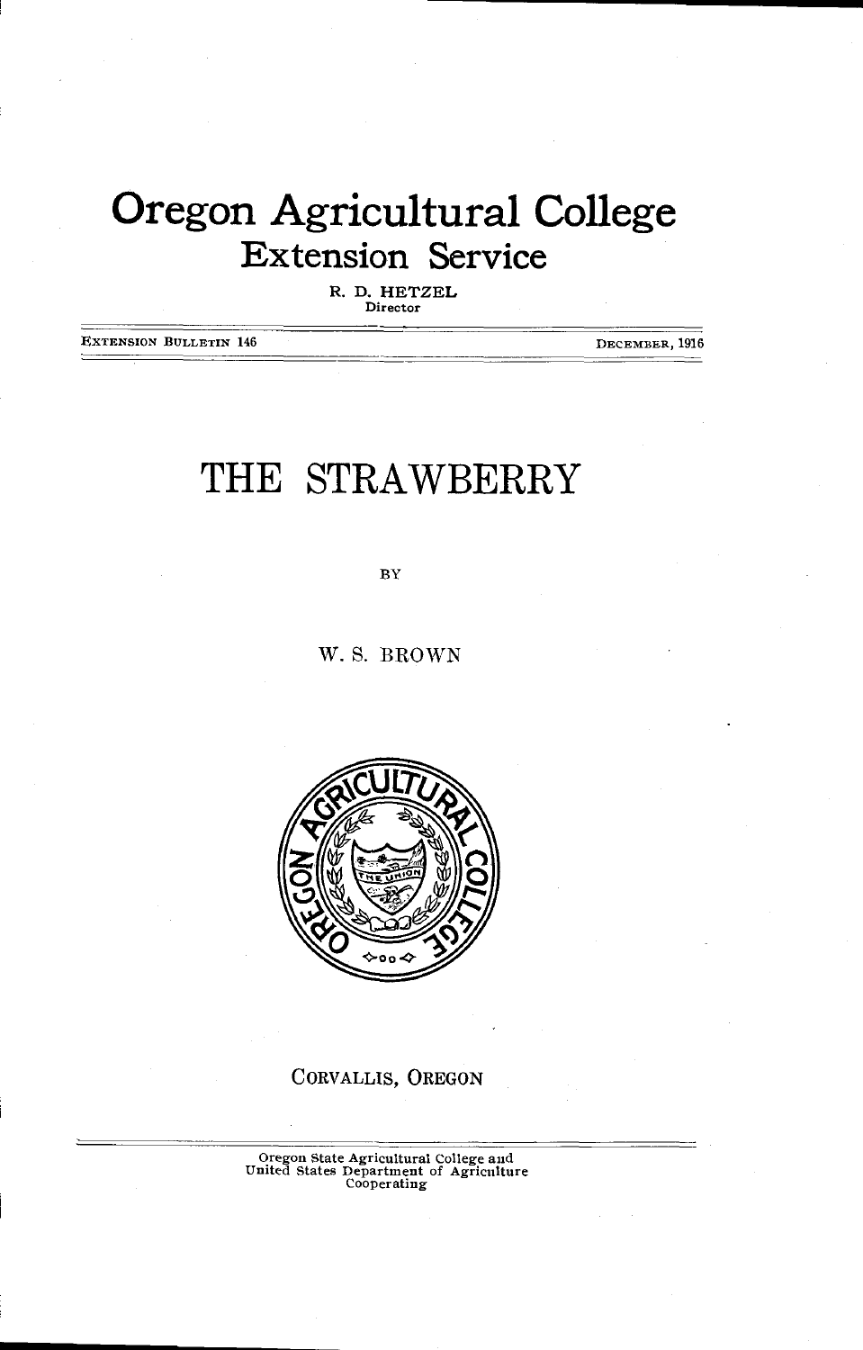# Oregon Agricultural College

## Extension Service

R. D. HETZEL
Director

EXTENSION BULLETIN 146 DECEMBER, 1916

# THE STRAWBERRY

BY

W. S. BROWN

CORVALLIS, OREGON

Oregon State Agricultural College and
United States Department of Agriculture
Cooperating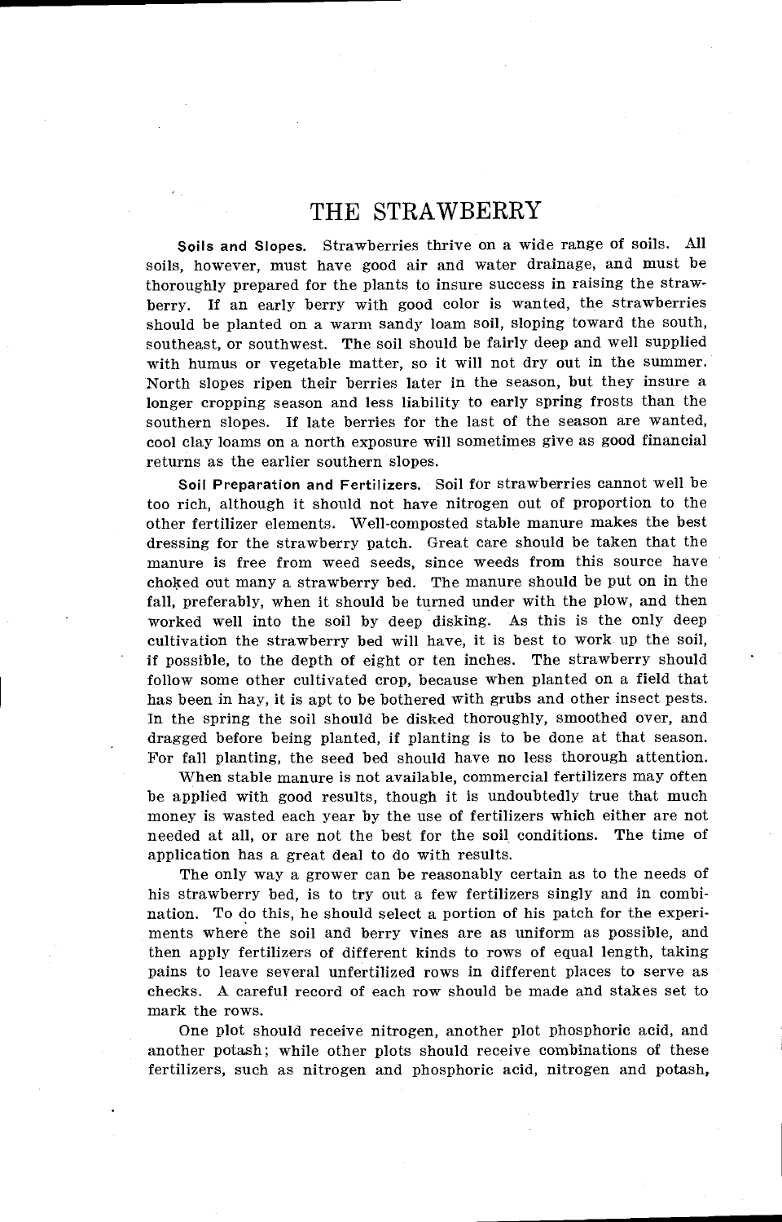# THE STRAWBERRY

**Soils and Slopes.** Strawberries thrive on a wide range of soils. All soils, however, must have good air and water drainage, and must be thoroughly prepared for the plants to insure success in raising the strawberry. If an early berry with good color is wanted, the strawberries should be planted on a warm sandy loam soil, sloping toward the south, southeast, or southwest. The soil should be fairly deep and well supplied with humus or vegetable matter, so it will not dry out in the summer. North slopes ripen their berries later in the season, but they insure a longer cropping season and less liability to early spring frosts than the southern slopes. If late berries for the last of the season are wanted, cool clay loams on a north exposure will sometimes give as good financial returns as the earlier southern slopes.

**Soil Preparation and Fertilizers.** Soil for strawberries cannot well be too rich, although it should not have nitrogen out of proportion to the other fertilizer elements. Well-composted stable manure makes the best dressing for the strawberry patch. Great care should be taken that the manure is free from weed seeds, since weeds from this source have choked out many a strawberry bed. The manure should be put on in the fall, preferably, when it should be turned under with the plow, and then worked well into the soil by deep disking. As this is the only deep cultivation the strawberry bed will have, it is best to work up the soil, if possible, to the depth of eight or ten inches. The strawberry should follow some other cultivated crop, because when planted on a field that has been in hay, it is apt to be bothered with grubs and other insect pests. In the spring the soil should be disked thoroughly, smoothed over, and dragged before being planted, if planting is to be done at that season. For fall planting, the seed bed should have no less thorough attention.

When stable manure is not available, commercial fertilizers may often be applied with good results, though it is undoubtedly true that much money is wasted each year by the use of fertilizers which either are not needed at all, or are not the best for the soil conditions. The time of application has a great deal to do with results.

The only way a grower can be reasonably certain as to the needs of his strawberry bed, is to try out a few fertilizers singly and in combination. To do this, he should select a portion of his patch for the experiments where the soil and berry vines are as uniform as possible, and then apply fertilizers of different kinds to rows of equal length, taking pains to leave several unfertilized rows in different places to serve as checks. A careful record of each row should be made and stakes set to mark the rows.

One plot should receive nitrogen, another plot phosphoric acid, and another potash; while other plots should receive combinations of these fertilizers, such as nitrogen and phosphoric acid, nitrogen and potash,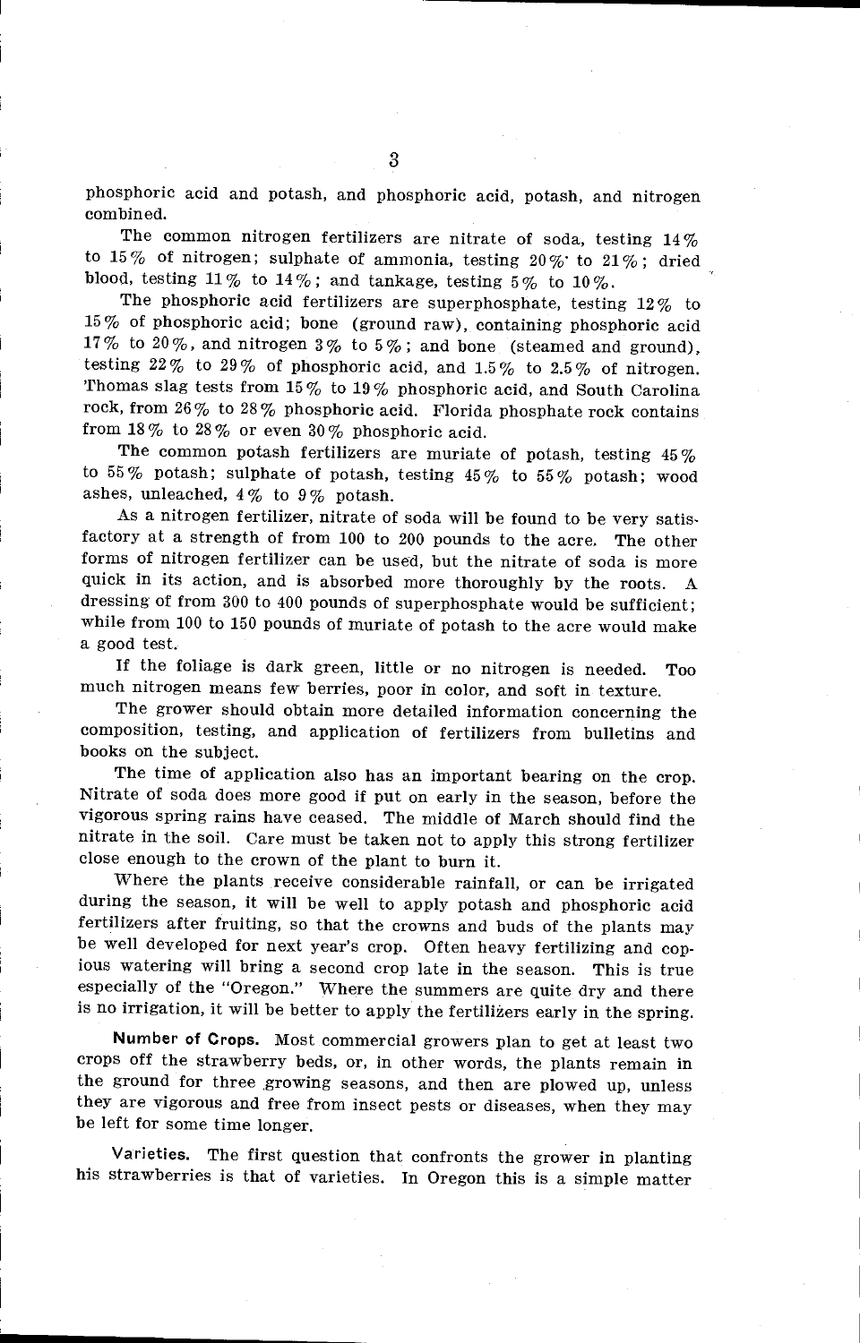phosphoric acid and potash, and phosphoric acid, potash, and nitrogen combined.

The common nitrogen fertilizers are nitrate of soda, testing 14% to 15% of nitrogen; sulphate of ammonia, testing 20% to 21%; dried blood, testing 11% to 14%; and tankage, testing 5% to 10%.

The phosphoric acid fertilizers are superphosphate, testing 12% to 15% of phosphoric acid; bone (ground raw), containing phosphoric acid 17% to 20%, and nitrogen 3% to 5%; and bone (steamed and ground), testing 22% to 29% of phosphoric acid, and 1.5% to 2.5% of nitrogen. Thomas slag tests from 15% to 19% phosphoric acid, and South Carolina rock, from 26% to 28% phosphoric acid. Florida phosphate rock contains from 18% to 28% or even 30% phosphoric acid.

The common potash fertilizers are muriate of potash, testing 45% to 55% potash; sulphate of potash, testing 45% to 55% potash; wood ashes, unleached, 4% to 9% potash.

As a nitrogen fertilizer, nitrate of soda will be found to be very satisfactory at a strength of from 100 to 200 pounds to the acre. The other forms of nitrogen fertilizer can be used, but the nitrate of soda is more quick in its action, and is absorbed more thoroughly by the roots. A dressing of from 300 to 400 pounds of superphosphate would be sufficient; while from 100 to 150 pounds of muriate of potash to the acre would make a good test.

If the foliage is dark green, little or no nitrogen is needed. Too much nitrogen means few berries, poor in color, and soft in texture.

The grower should obtain more detailed information concerning the composition, testing, and application of fertilizers from bulletins and books on the subject.

The time of application also has an important bearing on the crop. Nitrate of soda does more good if put on early in the season, before the vigorous spring rains have ceased. The middle of March should find the nitrate in the soil. Care must be taken not to apply this strong fertilizer close enough to the crown of the plant to burn it.

Where the plants receive considerable rainfall, or can be irrigated during the season, it will be well to apply potash and phosphoric acid fertilizers after fruiting, so that the crowns and buds of the plants may be well developed for next year's crop. Often heavy fertilizing and copious watering will bring a second crop late in the season. This is true especially of the "Oregon." Where the summers are quite dry and there is no irrigation, it will be better to apply the fertilizers early in the spring.

**Number of Crops.** Most commercial growers plan to get at least two crops off the strawberry beds, or, in other words, the plants remain in the ground for three growing seasons, and then are plowed up, unless they are vigorous and free from insect pests or diseases, when they may be left for some time longer.

**Varieties.** The first question that confronts the grower in planting his strawberries is that of varieties. In Oregon this is a simple matter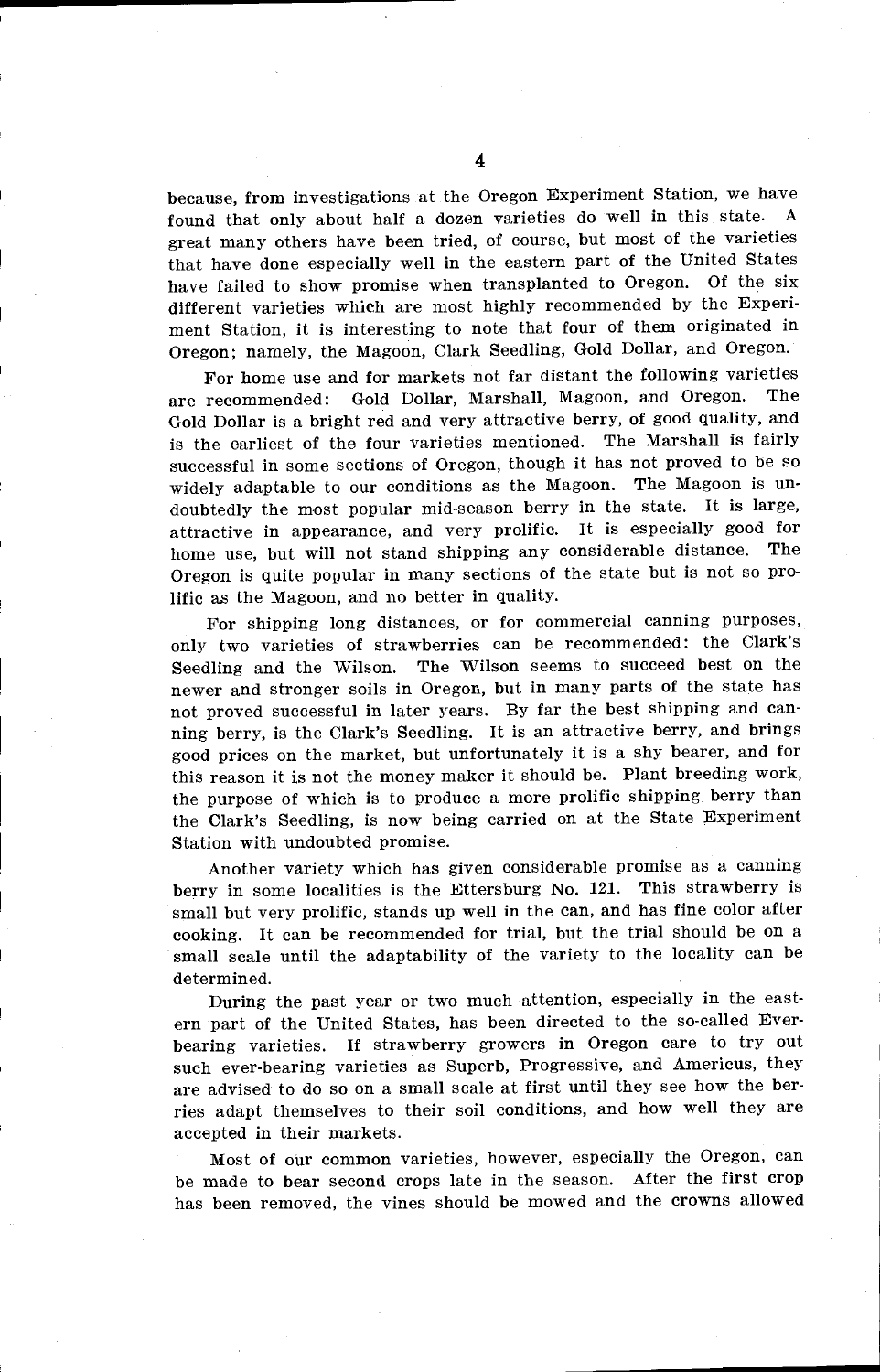because, from investigations at the Oregon Experiment Station, we have found that only about half a dozen varieties do well in this state. A great many others have been tried, of course, but most of the varieties that have done especially well in the eastern part of the United States have failed to show promise when transplanted to Oregon. Of the six different varieties which are most highly recommended by the Experiment Station, it is interesting to note that four of them originated in Oregon; namely, the Magoon, Clark Seedling, Gold Dollar, and Oregon.

For home use and for markets not far distant the following varieties are recommended: Gold Dollar, Marshall, Magoon, and Oregon. The Gold Dollar is a bright red and very attractive berry, of good quality, and is the earliest of the four varieties mentioned. The Marshall is fairly successful in some sections of Oregon, though it has not proved to be so widely adaptable to our conditions as the Magoon. The Magoon is undoubtedly the most popular mid-season berry in the state. It is large, attractive in appearance, and very prolific. It is especially good for home use, but will not stand shipping any considerable distance. The Oregon is quite popular in many sections of the state but is not so prolific as the Magoon, and no better in quality.

For shipping long distances, or for commercial canning purposes, only two varieties of strawberries can be recommended: the Clark's Seedling and the Wilson. The Wilson seems to succeed best on the newer and stronger soils in Oregon, but in many parts of the state has not proved successful in later years. By far the best shipping and canning berry, is the Clark's Seedling. It is an attractive berry, and brings good prices on the market, but unfortunately it is a shy bearer, and for this reason it is not the money maker it should be. Plant breeding work, the purpose of which is to produce a more prolific shipping berry than the Clark's Seedling, is now being carried on at the State Experiment Station with undoubted promise.

Another variety which has given considerable promise as a canning berry in some localities is the Ettersburg No. 121. This strawberry is small but very prolific, stands up well in the can, and has fine color after cooking. It can be recommended for trial, but the trial should be on a small scale until the adaptability of the variety to the locality can be determined.

During the past year or two much attention, especially in the eastern part of the United States, has been directed to the so-called Ever-bearing varieties. If strawberry growers in Oregon care to try out such ever-bearing varieties as Superb, Progressive, and Americus, they are advised to do so on a small scale at first until they see how the berries adapt themselves to their soil conditions, and how well they are accepted in their markets.

Most of our common varieties, however, especially the Oregon, can be made to bear second crops late in the season. After the first crop has been removed, the vines should be mowed and the crowns allowed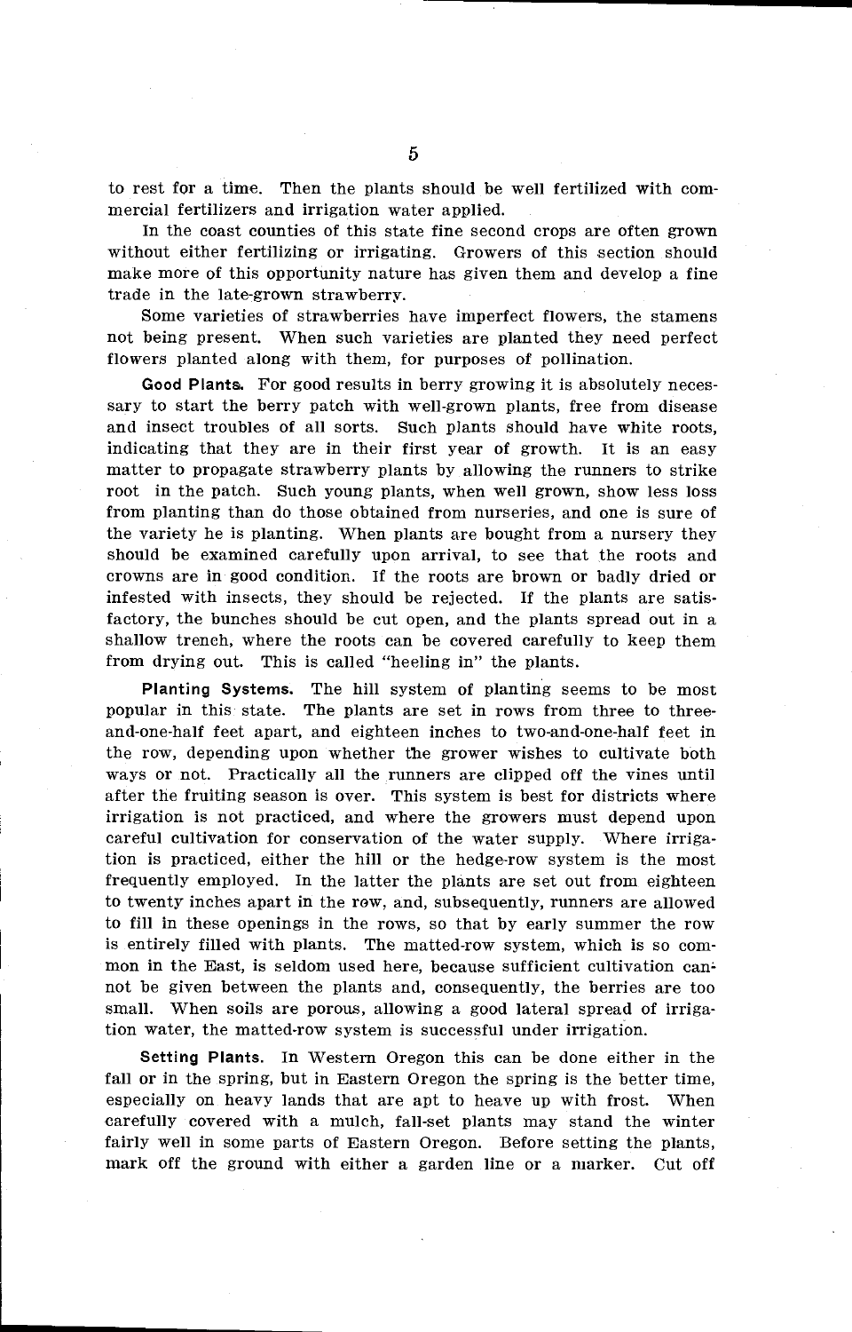to rest for a time. Then the plants should be well fertilized with commercial fertilizers and irrigation water applied.

In the coast counties of this state fine second crops are often grown without either fertilizing or irrigating. Growers of this section should make more of this opportunity nature has given them and develop a fine trade in the late-grown strawberry.

Some varieties of strawberries have imperfect flowers, the stamens not being present. When such varieties are planted they need perfect flowers planted along with them, for purposes of pollination.

**Good Plants.** For good results in berry growing it is absolutely necessary to start the berry patch with well-grown plants, free from disease and insect troubles of all sorts. Such plants should have white roots, indicating that they are in their first year of growth. It is an easy matter to propagate strawberry plants by allowing the runners to strike root in the patch. Such young plants, when well grown, show less loss from planting than do those obtained from nurseries, and one is sure of the variety he is planting. When plants are bought from a nursery they should be examined carefully upon arrival, to see that the roots and crowns are in good condition. If the roots are brown or badly dried or infested with insects, they should be rejected. If the plants are satisfactory, the bunches should be cut open, and the plants spread out in a shallow trench, where the roots can be covered carefully to keep them from drying out. This is called "heeling in" the plants.

**Planting Systems.** The hill system of planting seems to be most popular in this state. The plants are set in rows from three to three-and-one-half feet apart, and eighteen inches to two-and-one-half feet in the row, depending upon whether the grower wishes to cultivate both ways or not. Practically all the runners are clipped off the vines until after the fruiting season is over. This system is best for districts where irrigation is not practiced, and where the growers must depend upon careful cultivation for conservation of the water supply. Where irrigation is practiced, either the hill or the hedge-row system is the most frequently employed. In the latter the plants are set out from eighteen to twenty inches apart in the row, and, subsequently, runners are allowed to fill in these openings in the rows, so that by early summer the row is entirely filled with plants. The matted-row system, which is so common in the East, is seldom used here, because sufficient cultivation cannot be given between the plants and, consequently, the berries are too small. When soils are porous, allowing a good lateral spread of irrigation water, the matted-row system is successful under irrigation.

**Setting Plants.** In Western Oregon this can be done either in the fall or in the spring, but in Eastern Oregon the spring is the better time, especially on heavy lands that are apt to heave up with frost. When carefully covered with a mulch, fall-set plants may stand the winter fairly well in some parts of Eastern Oregon. Before setting the plants, mark off the ground with either a garden line or a marker. Cut off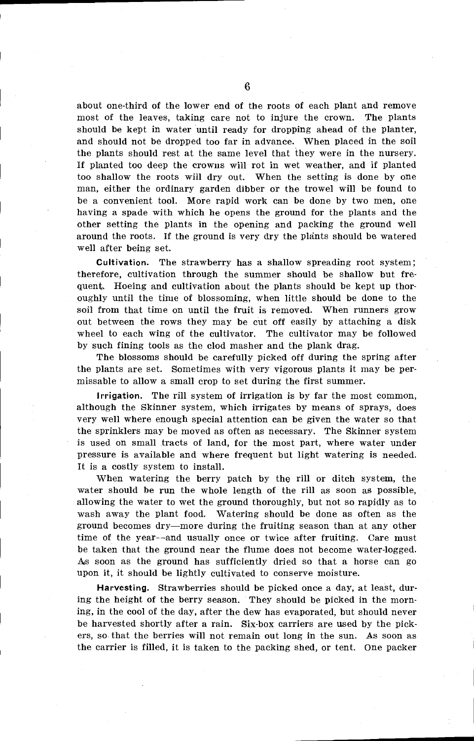about one-third of the lower end of the roots of each plant and remove most of the leaves, taking care not to injure the crown. The plants should be kept in water until ready for dropping ahead of the planter, and should not be dropped too far in advance. When placed in the soil the plants should rest at the same level that they were in the nursery. If planted too deep the crowns will rot in wet weather, and if planted too shallow the roots will dry out. When the setting is done by one man, either the ordinary garden dibber or the trowel will be found to be a convenient tool. More rapid work can be done by two men, one having a spade with which he opens the ground for the plants and the other setting the plants in the opening and packing the ground well around the roots. If the ground is very dry the plants should be watered well after being set.

**Cultivation.** The strawberry has a shallow spreading root system; therefore, cultivation through the summer should be shallow but frequent. Hoeing and cultivation about the plants should be kept up thoroughly until the time of blossoming, when little should be done to the soil from that time on until the fruit is removed. When runners grow out between the rows they may be cut off easily by attaching a disk wheel to each wing of the cultivator. The cultivator may be followed by such fining tools as the clod masher and the plank drag.

The blossoms should be carefully picked off during the spring after the plants are set. Sometimes with very vigorous plants it may be permissable to allow a small crop to set during the first summer.

**Irrigation.** The rill system of irrigation is by far the most common, although the Skinner system, which irrigates by means of sprays, does very well where enough special attention can be given the water so that the sprinklers may be moved as often as necessary. The Skinner system is used on small tracts of land, for the most part, where water under pressure is available and where frequent but light watering is needed. It is a costly system to install.

When watering the berry patch by the rill or ditch system, the water should be run the whole length of the rill as soon as possible, allowing the water to wet the ground thoroughly, but not so rapidly as to wash away the plant food. Watering should be done as often as the ground becomes dry—more during the fruiting season than at any other time of the year—and usually once or twice after fruiting. Care must be taken that the ground near the flume does not become water-logged. As soon as the ground has sufficiently dried so that a horse can go upon it, it should be lightly cultivated to conserve moisture.

**Harvesting.** Strawberries should be picked once a day, at least, during the height of the berry season. They should be picked in the morning, in the cool of the day, after the dew has evaporated, but should never be harvested shortly after a rain. Six-box carriers are used by the pickers, so that the berries will not remain out long in the sun. As soon as the carrier is filled, it is taken to the packing shed, or tent. One packer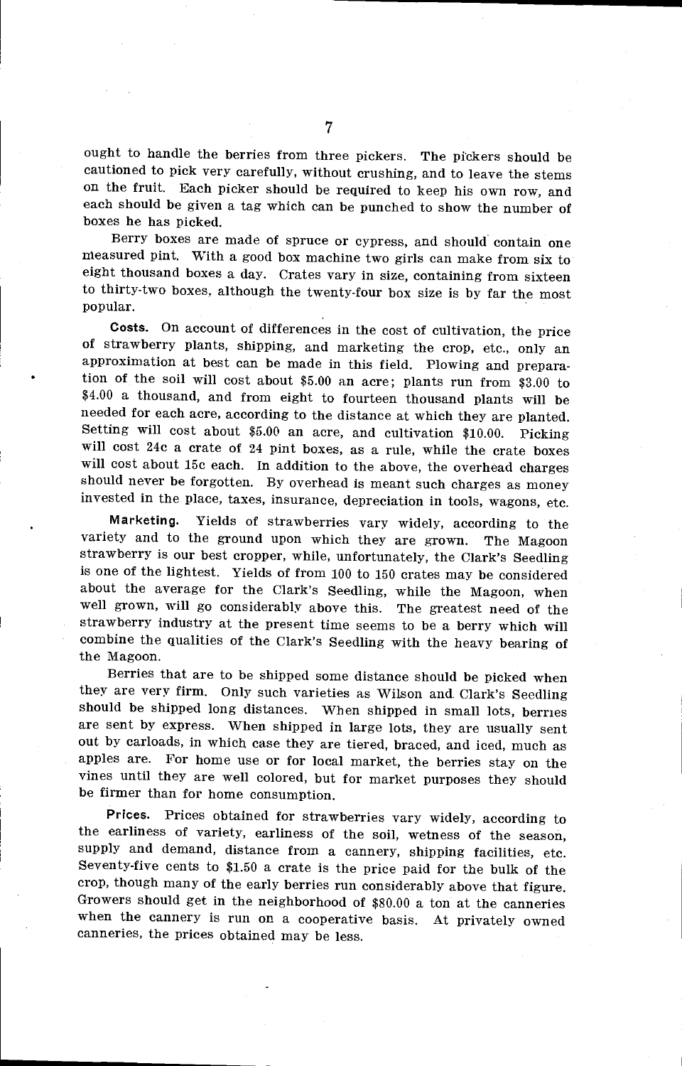ought to handle the berries from three pickers. The pickers should be cautioned to pick very carefully, without crushing, and to leave the stems on the fruit. Each picker should be required to keep his own row, and each should be given a tag which can be punched to show the number of boxes he has picked.

Berry boxes are made of spruce or cypress, and should contain one measured pint. With a good box machine two girls can make from six to eight thousand boxes a day. Crates vary in size, containing from sixteen to thirty-two boxes, although the twenty-four box size is by far the most popular.

**Costs.** On account of differences in the cost of cultivation, the price of strawberry plants, shipping, and marketing the crop, etc., only an approximation at best can be made in this field. Plowing and preparation of the soil will cost about $5.00 an acre; plants run from $3.00 to $4.00 a thousand, and from eight to fourteen thousand plants will be needed for each acre, according to the distance at which they are planted. Setting will cost about $5.00 an acre, and cultivation $10.00. Picking will cost 24c a crate of 24 pint boxes, as a rule, while the crate boxes will cost about 15c each. In addition to the above, the overhead charges should never be forgotten. By overhead is meant such charges as money invested in the place, taxes, insurance, depreciation in tools, wagons, etc.

**Marketing.** Yields of strawberries vary widely, according to the variety and to the ground upon which they are grown. The Magoon strawberry is our best cropper, while, unfortunately, the Clark's Seedling is one of the lightest. Yields of from 100 to 150 crates may be considered about the average for the Clark's Seedling, while the Magoon, when well grown, will go considerably above this. The greatest need of the strawberry industry at the present time seems to be a berry which will combine the qualities of the Clark's Seedling with the heavy bearing of the Magoon.

Berries that are to be shipped some distance should be picked when they are very firm. Only such varieties as Wilson and Clark's Seedling should be shipped long distances. When shipped in small lots, berries are sent by express. When shipped in large lots, they are usually sent out by carloads, in which case they are tiered, braced, and iced, much as apples are. For home use or for local market, the berries stay on the vines until they are well colored, but for market purposes they should be firmer than for home consumption.

**Prices.** Prices obtained for strawberries vary widely, according to the earliness of variety, earliness of the soil, wetness of the season, supply and demand, distance from a cannery, shipping facilities, etc. Seventy-five cents to $1.50 a crate is the price paid for the bulk of the crop, though many of the early berries run considerably above that figure. Growers should get in the neighborhood of $80.00 a ton at the canneries when the cannery is run on a cooperative basis. At privately owned canneries, the prices obtained may be less.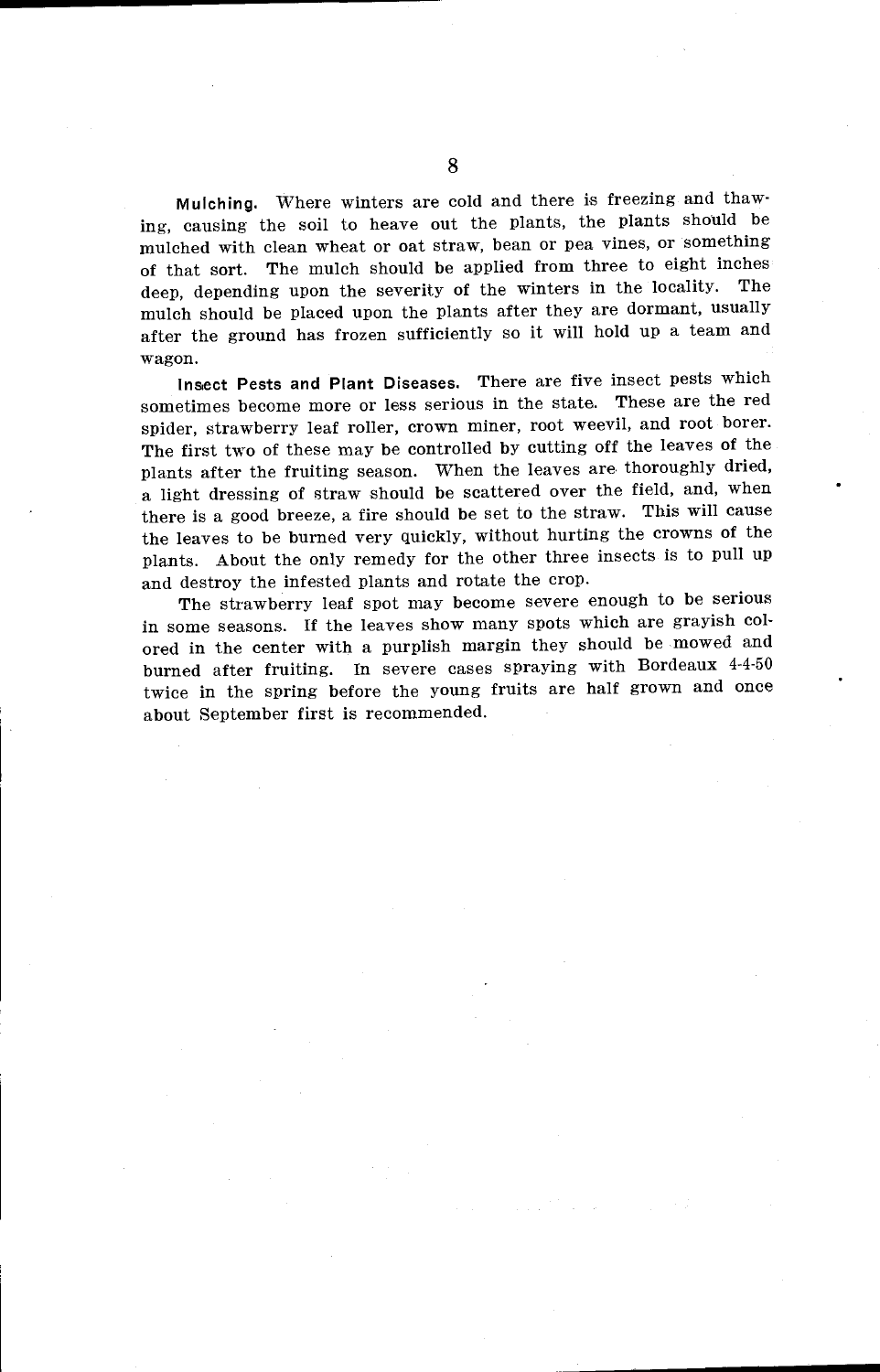**Mulching.** Where winters are cold and there is freezing and thawing, causing the soil to heave out the plants, the plants should be mulched with clean wheat or oat straw, bean or pea vines, or something of that sort. The mulch should be applied from three to eight inches deep, depending upon the severity of the winters in the locality. The mulch should be placed upon the plants after they are dormant, usually after the ground has frozen sufficiently so it will hold up a team and wagon.

**Insect Pests and Plant Diseases.** There are five insect pests which sometimes become more or less serious in the state. These are the red spider, strawberry leaf roller, crown miner, root weevil, and root borer. The first two of these may be controlled by cutting off the leaves of the plants after the fruiting season. When the leaves are thoroughly dried, a light dressing of straw should be scattered over the field, and, when there is a good breeze, a fire should be set to the straw. This will cause the leaves to be burned very quickly, without hurting the crowns of the plants. About the only remedy for the other three insects is to pull up and destroy the infested plants and rotate the crop.

The strawberry leaf spot may become severe enough to be serious in some seasons. If the leaves show many spots which are grayish colored in the center with a purplish margin they should be mowed and burned after fruiting. In severe cases spraying with Bordeaux 4-4-50 twice in the spring before the young fruits are half grown and once about September first is recommended.